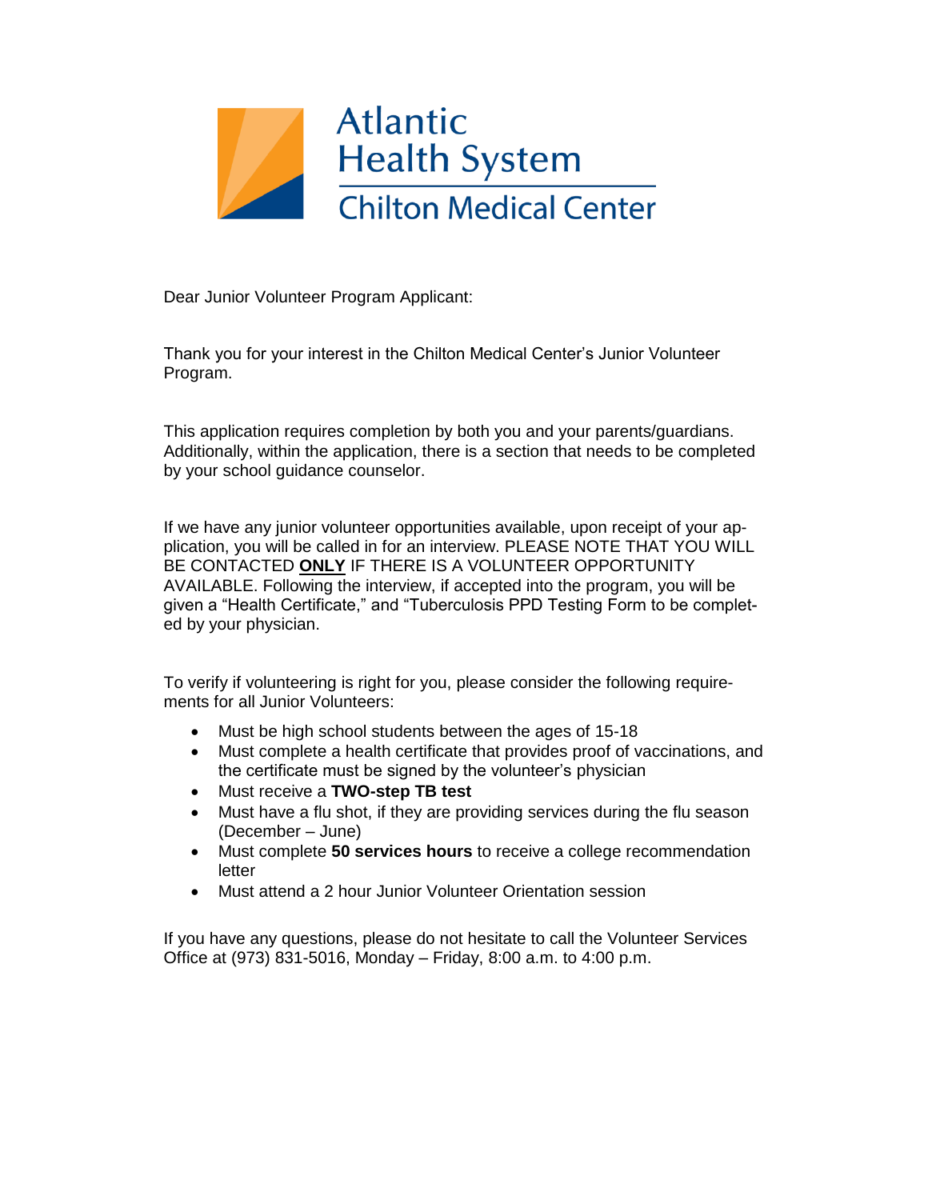# Atlantic Health System

## Chilton Medical Center

Dear Junior Volunteer Program Applicant:

Thank you for your interest in the Chilton Medical Center's Junior Volunteer Program.

This application requires completion by both you and your parents/guardians. Additionally, within the application, there is a section that needs to be completed by your school guidance counselor.

If we have any junior volunteer opportunities available, upon receipt of your application, you will be called in for an interview. PLEASE NOTE THAT YOU WILL BE CONTACTED **ONLY** IF THERE IS A VOLUNTEER OPPORTUNITY AVAILABLE. Following the interview, if accepted into the program, you will be given a "Health Certificate," and "Tuberculosis PPD Testing Form to be completed by your physician.

To verify if volunteering is right for you, please consider the following requirements for all Junior Volunteers:

- Must be high school students between the ages of 15-18
- Must complete a health certificate that provides proof of vaccinations, and the certificate must be signed by the volunteer's physician
- Must receive a **TWO-step TB test**
- Must have a flu shot, if they are providing services during the flu season (December – June)
- Must complete **50 services hours** to receive a college recommendation letter
- Must attend a 2 hour Junior Volunteer Orientation session

If you have any questions, please do not hesitate to call the Volunteer Services Office at (973) 831-5016, Monday – Friday, 8:00 a.m. to 4:00 p.m.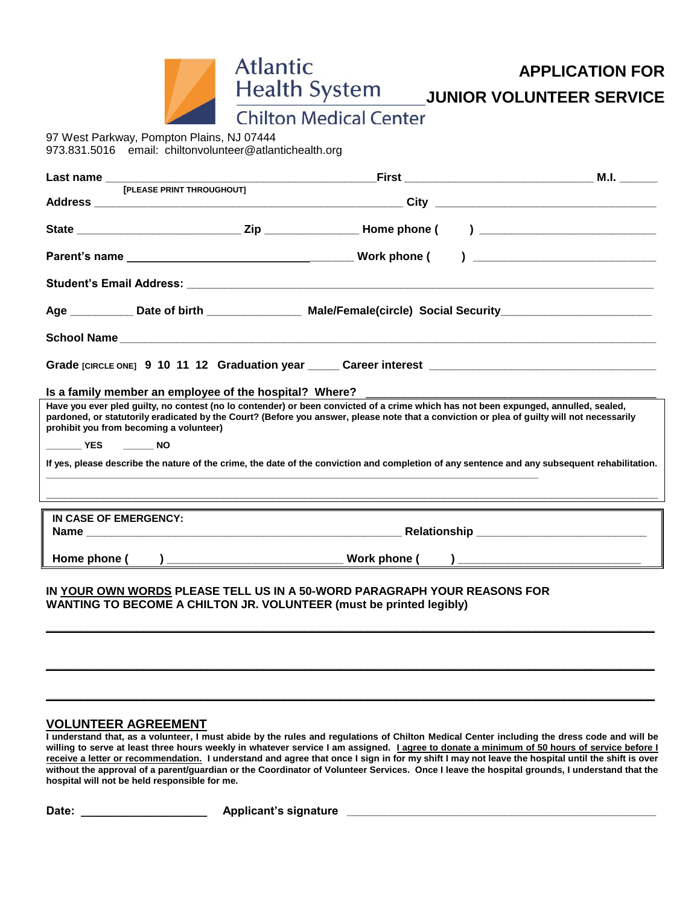Atlantic Health System
Chilton Medical Center

# APPLICATION FOR JUNIOR VOLUNTEER SERVICE

97 West Parkway, Pompton Plains, NJ 07444
973.831.5016 email: chiltonvolunteer@atlantichealth.org

**Last name** ____________________________________________ **First** ______________________________ **M.I.** ______
[PLEASE PRINT THROUGHOUT]

**Address** ____________________________________________________ **City** ___________________________________

**State** __________________________ **Zip** ______________ **Home phone (** **)** ___________________________

**Parent's name** _____________________________________ **Work phone (** **)** ____________________________

**Student's Email Address:** ________________________________________________________________________________

**Age** __________ **Date of birth** _______________ **Male/Female(circle) Social Security**_______________________

**School Name** ___________________________________________________________________________________________

**Grade** [CIRCLE ONE] **9 10 11 12 Graduation year** _____ **Career interest** ___________________________________

**Is a family member an employee of the hospital? Where?** ________________________________________________

**Have you ever pled guilty, no contest (no lo contender) or been convicted of a crime which has not been expunged, annulled, sealed, pardoned, or statutorily eradicated by the Court? (Before you answer, please note that a conviction or plea of guilty will not necessarily prohibit you from becoming a volunteer)**

______ **YES** ______ **NO**

**If yes, please describe the nature of the crime, the date of the conviction and completion of any sentence and any subsequent rehabilitation.**

_______________________________________________________________________________________

_______________________________________________________________________________________

**IN CASE OF EMERGENCY:**
**Name** _____________________________________________________ **Relationship** ___________________________

**Home phone (** **)** ____________________________ **Work phone (** **)** ____________________________

**IN <u>YOUR OWN WORDS</u> PLEASE TELL US IN A 50-WORD PARAGRAPH YOUR REASONS FOR WANTING TO BECOME A CHILTON JR. VOLUNTEER (must be printed legibly)**

_______________________________________________________________________________________

_______________________________________________________________________________________

_______________________________________________________________________________________

## VOLUNTEER AGREEMENT

**I understand that, as a volunteer, I must abide by the rules and regulations of Chilton Medical Center including the dress code and will be willing to serve at least three hours weekly in whatever service I am assigned. <u>I agree to donate a minimum of 50 hours of service before I receive a letter or recommendation.</u> I understand and agree that once I sign in for my shift I may not leave the hospital until the shift is over without the approval of a parent/guardian or the Coordinator of Volunteer Services. Once I leave the hospital grounds, I understand that the hospital will not be held responsible for me.**

**Date:** ____________________ **Applicant's signature** ________________________________________________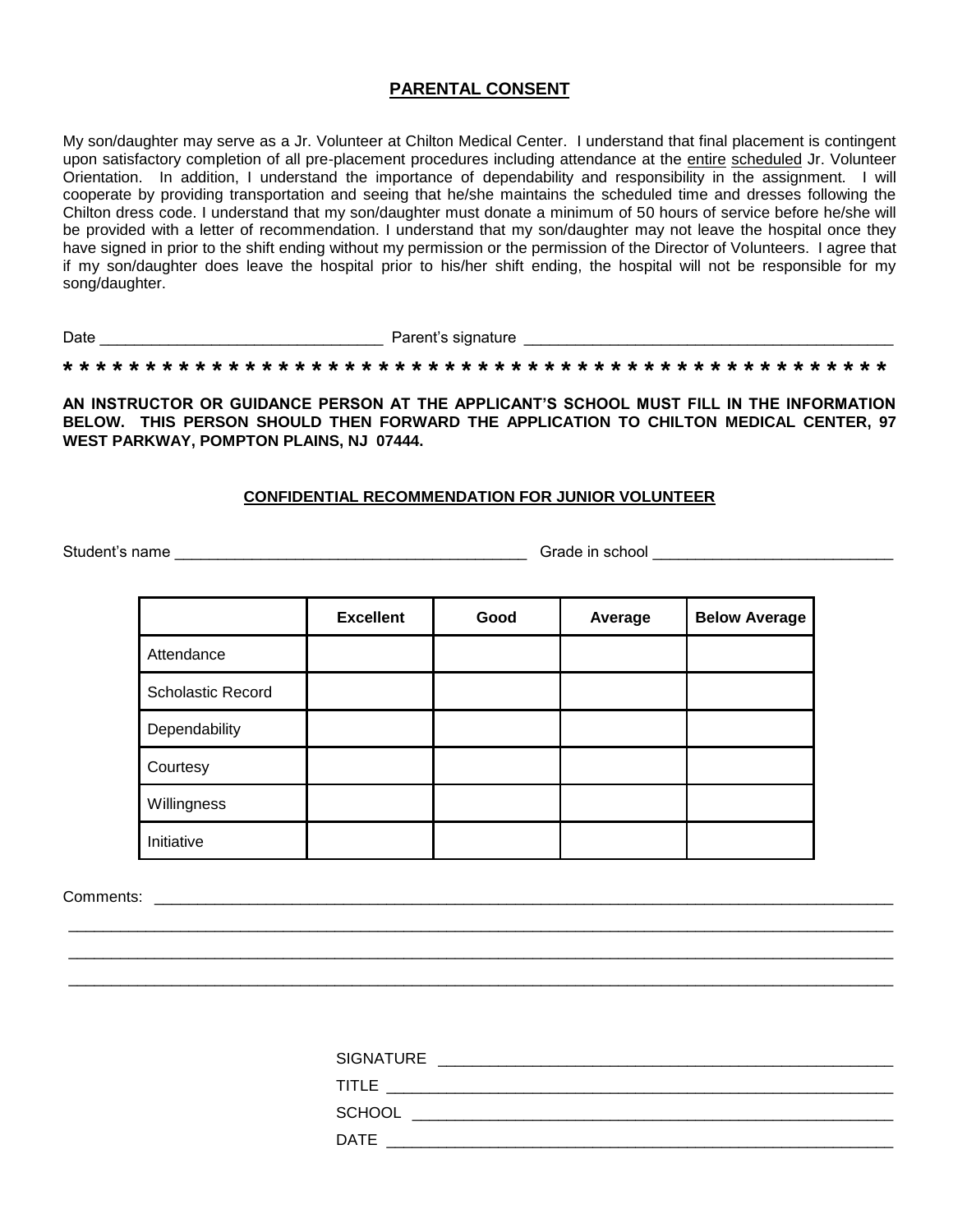## PARENTAL CONSENT

My son/daughter may serve as a Jr. Volunteer at Chilton Medical Center. I understand that final placement is contingent upon satisfactory completion of all pre-placement procedures including attendance at the entire scheduled Jr. Volunteer Orientation. In addition, I understand the importance of dependability and responsibility in the assignment. I will cooperate by providing transportation and seeing that he/she maintains the scheduled time and dresses following the Chilton dress code. I understand that my son/daughter must donate a minimum of 50 hours of service before he/she will be provided with a letter of recommendation. I understand that my son/daughter may not leave the hospital once they have signed in prior to the shift ending without my permission or the permission of the Director of Volunteers. I agree that if my son/daughter does leave the hospital prior to his/her shift ending, the hospital will not be responsible for my song/daughter.

Date ________________________________ Parent's signature ___________________________________________

* * * * * * * * * * * * * * * * * * * * * * * * * * * * * * * * * * * * * * * * * * * * * * * * * * * * *

**AN INSTRUCTOR OR GUIDANCE PERSON AT THE APPLICANT'S SCHOOL MUST FILL IN THE INFORMATION BELOW. THIS PERSON SHOULD THEN FORWARD THE APPLICATION TO CHILTON MEDICAL CENTER, 97 WEST PARKWAY, POMPTON PLAINS, NJ 07444.**

### CONFIDENTIAL RECOMMENDATION FOR JUNIOR VOLUNTEER

Student's name ________________________________________ Grade in school ___________________________

| | Excellent | Good | Average | Below Average |
|---|---|---|---|---|
| Attendance | | | | |
| Scholastic Record | | | | |
| Dependability | | | | |
| Courtesy | | | | |
| Willingness | | | | |
| Initiative | | | | |

Comments: ______________________________________________________________________________________

____________________________________________________________________________________________________

____________________________________________________________________________________________________

____________________________________________________________________________________________________

SIGNATURE ____________________________________________________

TITLE _________________________________________________________

SCHOOL _______________________________________________________

DATE __________________________________________________________